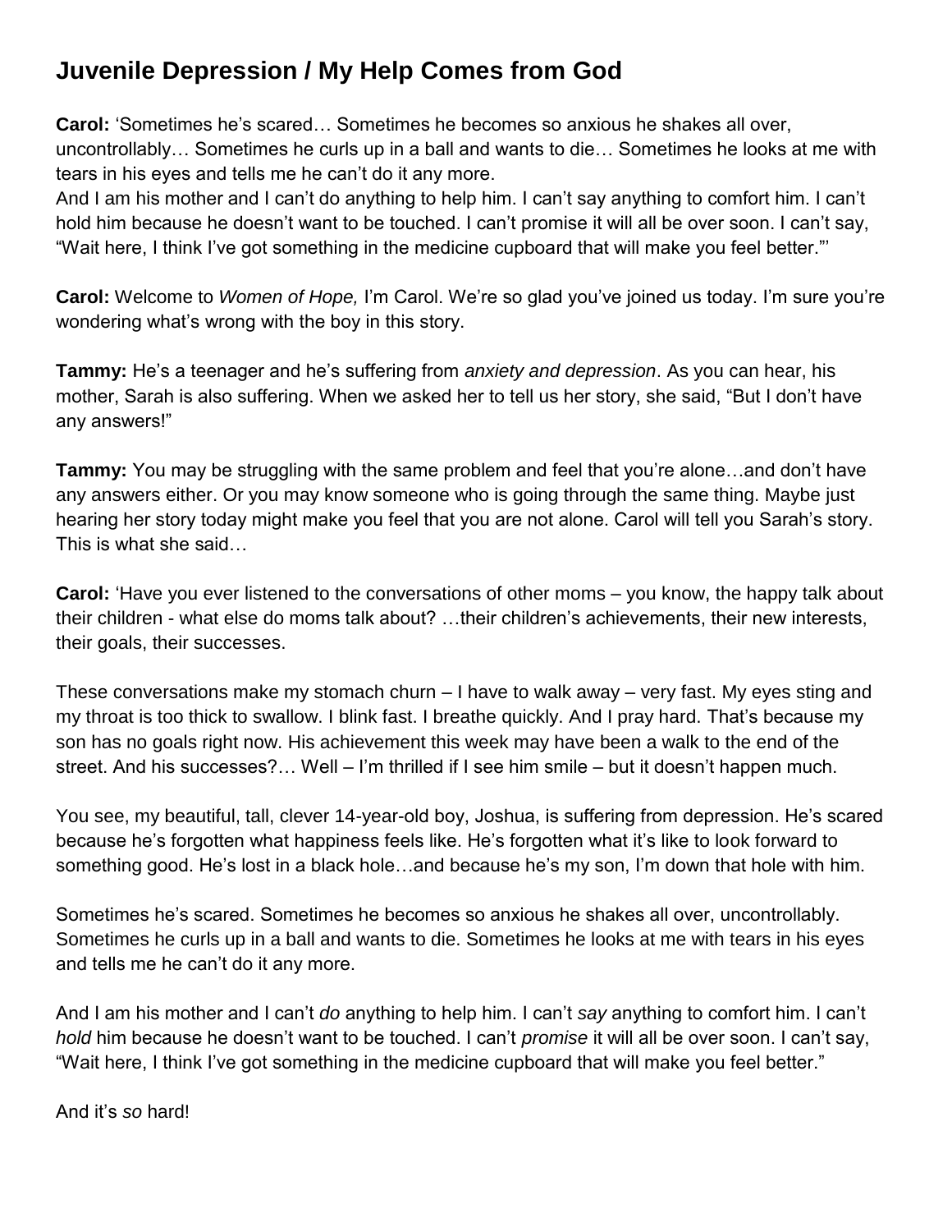# Juvenile Depression / My Help Comes from God

**Carol:** 'Sometimes he's scared… Sometimes he becomes so anxious he shakes all over, uncontrollably… Sometimes he curls up in a ball and wants to die… Sometimes he looks at me with tears in his eyes and tells me he can't do it any more.
And I am his mother and I can't do anything to help him. I can't say anything to comfort him. I can't hold him because he doesn't want to be touched. I can't promise it will all be over soon. I can't say, "Wait here, I think I've got something in the medicine cupboard that will make you feel better."'

**Carol:** Welcome to *Women of Hope,* I'm Carol. We're so glad you've joined us today. I'm sure you're wondering what's wrong with the boy in this story.

**Tammy:** He's a teenager and he's suffering from *anxiety and depression*. As you can hear, his mother, Sarah is also suffering. When we asked her to tell us her story, she said, "But I don't have any answers!"

**Tammy:** You may be struggling with the same problem and feel that you're alone…and don't have any answers either. Or you may know someone who is going through the same thing. Maybe just hearing her story today might make you feel that you are not alone. Carol will tell you Sarah's story. This is what she said…

**Carol:** 'Have you ever listened to the conversations of other moms – you know, the happy talk about their children - what else do moms talk about? …their children's achievements, their new interests, their goals, their successes.

These conversations make my stomach churn – I have to walk away – very fast. My eyes sting and my throat is too thick to swallow. I blink fast. I breathe quickly. And I pray hard. That's because my son has no goals right now. His achievement this week may have been a walk to the end of the street. And his successes?… Well – I'm thrilled if I see him smile – but it doesn't happen much.

You see, my beautiful, tall, clever 14-year-old boy, Joshua, is suffering from depression. He's scared because he's forgotten what happiness feels like. He's forgotten what it's like to look forward to something good. He's lost in a black hole…and because he's my son, I'm down that hole with him.

Sometimes he's scared. Sometimes he becomes so anxious he shakes all over, uncontrollably. Sometimes he curls up in a ball and wants to die. Sometimes he looks at me with tears in his eyes and tells me he can't do it any more.

And I am his mother and I can't *do* anything to help him. I can't *say* anything to comfort him. I can't *hold* him because he doesn't want to be touched. I can't *promise* it will all be over soon. I can't say, "Wait here, I think I've got something in the medicine cupboard that will make you feel better."

And it's *so* hard!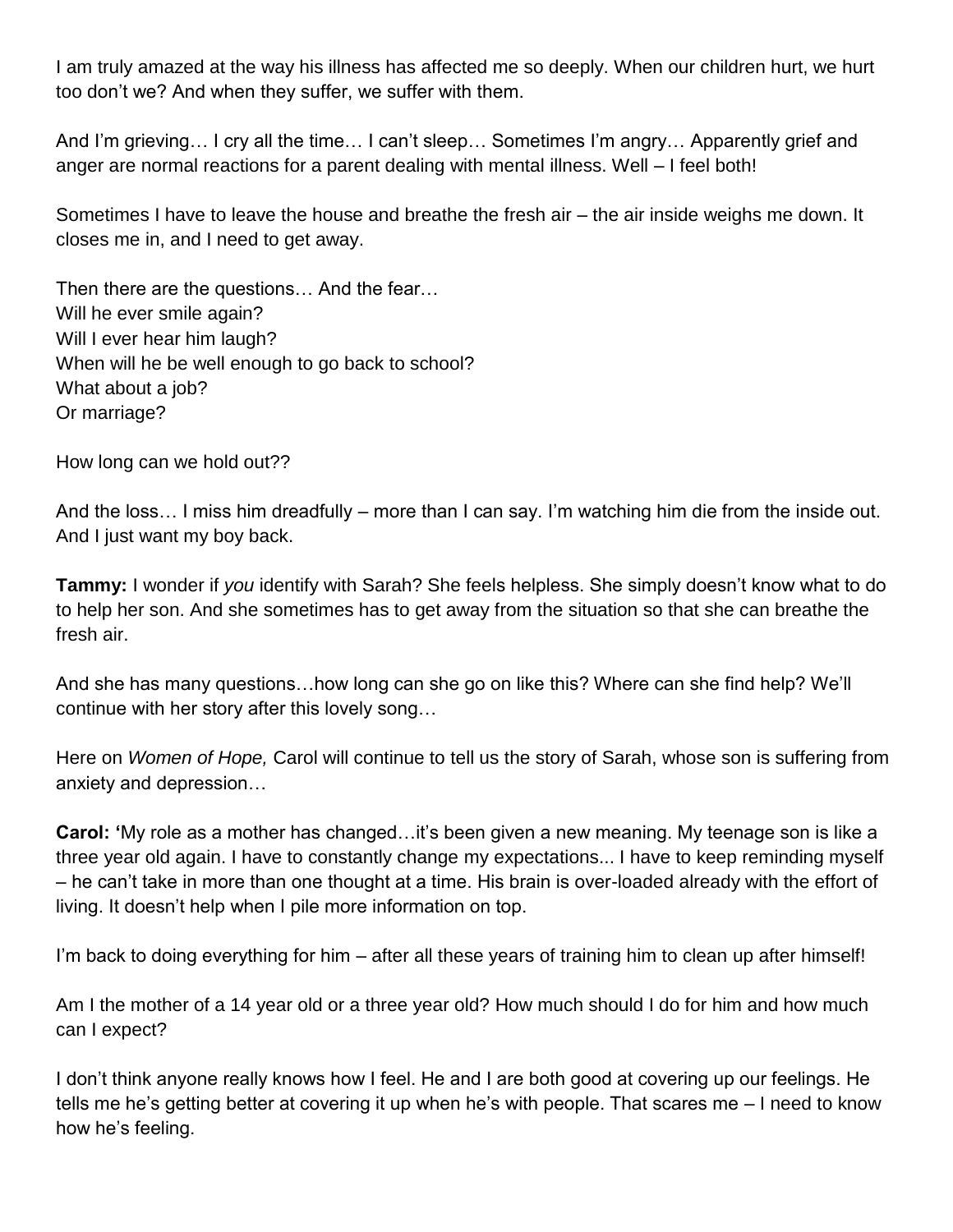I am truly amazed at the way his illness has affected me so deeply. When our children hurt, we hurt too don't we? And when they suffer, we suffer with them.

And I'm grieving… I cry all the time… I can't sleep… Sometimes I'm angry… Apparently grief and anger are normal reactions for a parent dealing with mental illness. Well – I feel both!

Sometimes I have to leave the house and breathe the fresh air – the air inside weighs me down. It closes me in, and I need to get away.

Then there are the questions… And the fear…
Will he ever smile again?
Will I ever hear him laugh?
When will he be well enough to go back to school?
What about a job?
Or marriage?

How long can we hold out??

And the loss… I miss him dreadfully – more than I can say. I'm watching him die from the inside out. And I just want my boy back.

**Tammy:** I wonder if *you* identify with Sarah? She feels helpless. She simply doesn't know what to do to help her son. And she sometimes has to get away from the situation so that she can breathe the fresh air.

And she has many questions…how long can she go on like this? Where can she find help? We'll continue with her story after this lovely song…

Here on *Women of Hope,* Carol will continue to tell us the story of Sarah, whose son is suffering from anxiety and depression…

**Carol:** 'My role as a mother has changed…it's been given a new meaning. My teenage son is like a three year old again. I have to constantly change my expectations... I have to keep reminding myself – he can't take in more than one thought at a time. His brain is over-loaded already with the effort of living. It doesn't help when I pile more information on top.

I'm back to doing everything for him – after all these years of training him to clean up after himself!

Am I the mother of a 14 year old or a three year old? How much should I do for him and how much can I expect?

I don't think anyone really knows how I feel. He and I are both good at covering up our feelings. He tells me he's getting better at covering it up when he's with people. That scares me – I need to know how he's feeling.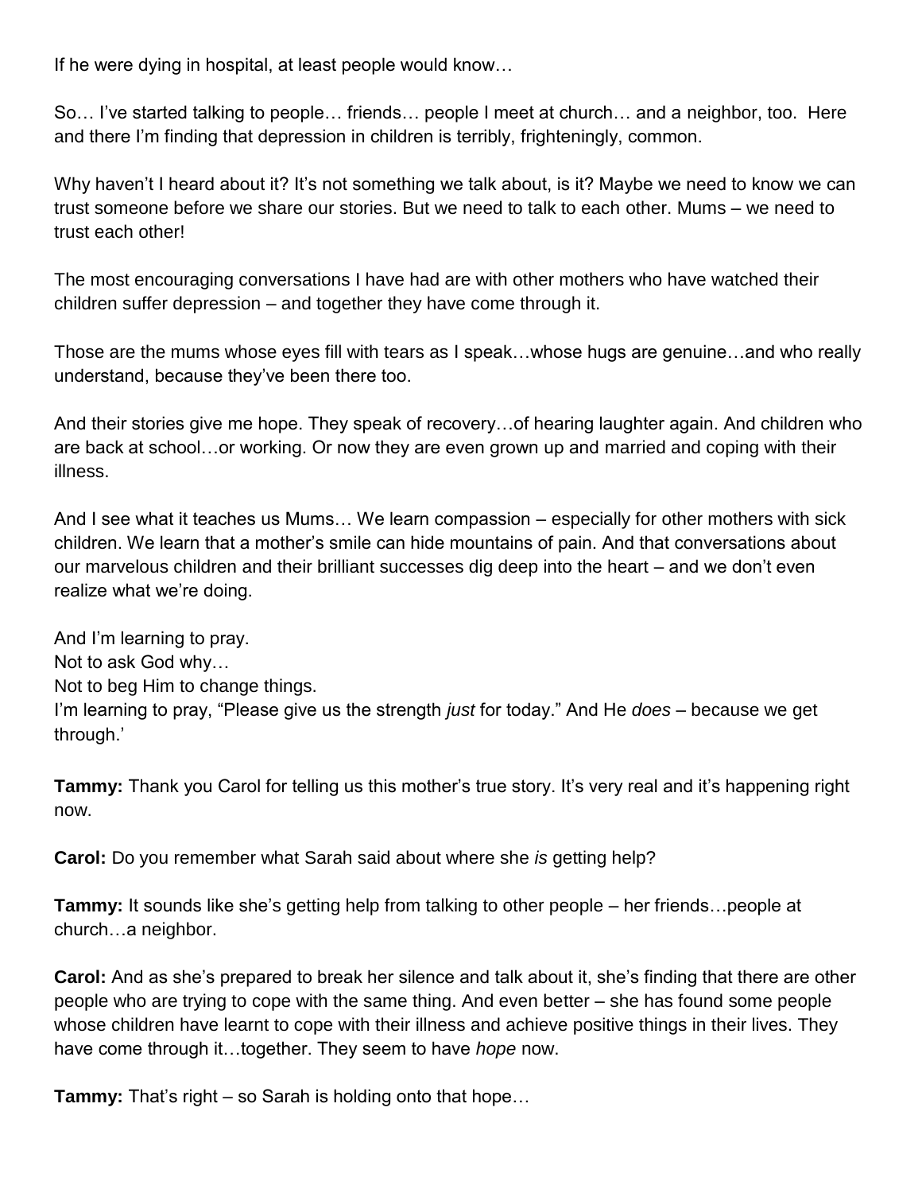If he were dying in hospital, at least people would know…

So… I've started talking to people… friends… people I meet at church… and a neighbor, too. Here and there I'm finding that depression in children is terribly, frighteningly, common.

Why haven't I heard about it? It's not something we talk about, is it? Maybe we need to know we can trust someone before we share our stories. But we need to talk to each other. Mums – we need to trust each other!

The most encouraging conversations I have had are with other mothers who have watched their children suffer depression – and together they have come through it.

Those are the mums whose eyes fill with tears as I speak…whose hugs are genuine…and who really understand, because they've been there too.

And their stories give me hope. They speak of recovery…of hearing laughter again. And children who are back at school…or working. Or now they are even grown up and married and coping with their illness.

And I see what it teaches us Mums… We learn compassion – especially for other mothers with sick children. We learn that a mother's smile can hide mountains of pain. And that conversations about our marvelous children and their brilliant successes dig deep into the heart – and we don't even realize what we're doing.

And I'm learning to pray.
Not to ask God why…
Not to beg Him to change things.
I'm learning to pray, "Please give us the strength *just* for today." And He *does* – because we get through.'

**Tammy:** Thank you Carol for telling us this mother's true story. It's very real and it's happening right now.

**Carol:** Do you remember what Sarah said about where she *is* getting help?

**Tammy:** It sounds like she's getting help from talking to other people – her friends…people at church…a neighbor.

**Carol:** And as she's prepared to break her silence and talk about it, she's finding that there are other people who are trying to cope with the same thing. And even better – she has found some people whose children have learnt to cope with their illness and achieve positive things in their lives. They have come through it…together. They seem to have *hope* now.

**Tammy:** That's right – so Sarah is holding onto that hope…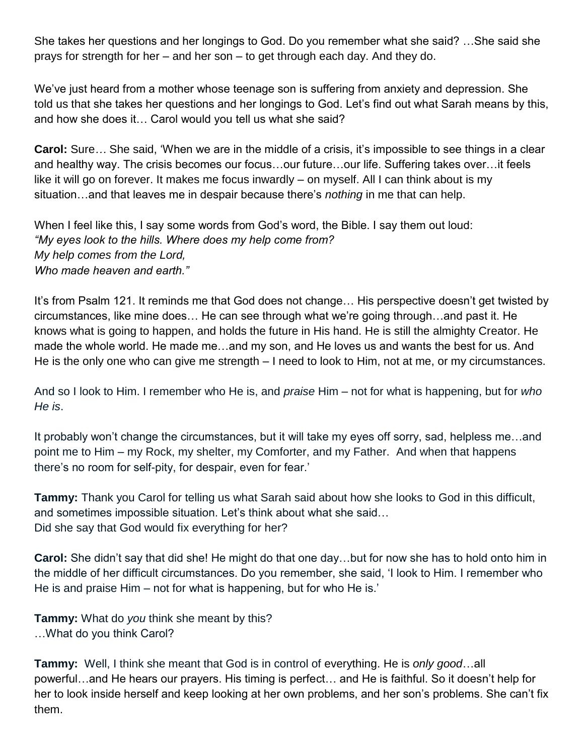She takes her questions and her longings to God. Do you remember what she said? …She said she prays for strength for her – and her son – to get through each day. And they do.

We've just heard from a mother whose teenage son is suffering from anxiety and depression. She told us that she takes her questions and her longings to God. Let's find out what Sarah means by this, and how she does it… Carol would you tell us what she said?

**Carol:** Sure… She said, 'When we are in the middle of a crisis, it's impossible to see things in a clear and healthy way. The crisis becomes our focus…our future…our life. Suffering takes over…it feels like it will go on forever. It makes me focus inwardly – on myself. All I can think about is my situation…and that leaves me in despair because there's *nothing* in me that can help.

When I feel like this, I say some words from God's word, the Bible. I say them out loud:
*"My eyes look to the hills. Where does my help come from?*
*My help comes from the Lord,*
*Who made heaven and earth."*

It's from Psalm 121. It reminds me that God does not change… His perspective doesn't get twisted by circumstances, like mine does… He can see through what we're going through…and past it. He knows what is going to happen, and holds the future in His hand. He is still the almighty Creator. He made the whole world. He made me…and my son, and He loves us and wants the best for us. And He is the only one who can give me strength – I need to look to Him, not at me, or my circumstances.

And so I look to Him. I remember who He is, and *praise* Him – not for what is happening, but for *who He is*.

It probably won't change the circumstances, but it will take my eyes off sorry, sad, helpless me…and point me to Him – my Rock, my shelter, my Comforter, and my Father. And when that happens there's no room for self-pity, for despair, even for fear.'

**Tammy:** Thank you Carol for telling us what Sarah said about how she looks to God in this difficult, and sometimes impossible situation. Let's think about what she said…
Did she say that God would fix everything for her?

**Carol:** She didn't say that did she! He might do that one day…but for now she has to hold onto him in the middle of her difficult circumstances. Do you remember, she said, 'I look to Him. I remember who He is and praise Him – not for what is happening, but for who He is.'

**Tammy:** What do *you* think she meant by this?
…What do you think Carol?

**Tammy:** Well, I think she meant that God is in control of everything. He is *only good*…all powerful…and He hears our prayers. His timing is perfect… and He is faithful. So it doesn't help for her to look inside herself and keep looking at her own problems, and her son's problems. She can't fix them.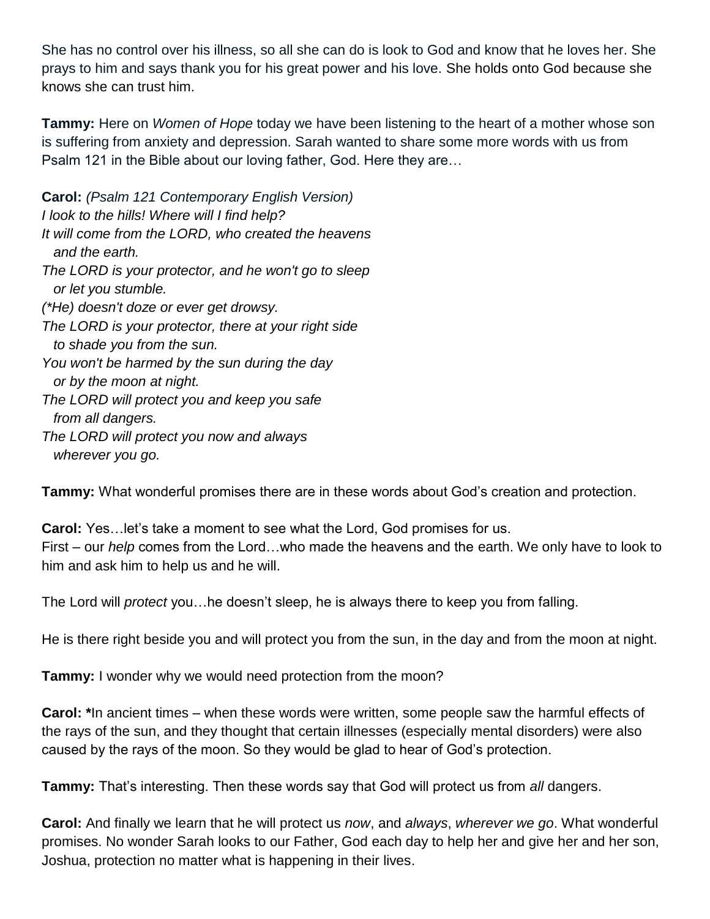She has no control over his illness, so all she can do is look to God and know that he loves her. She prays to him and says thank you for his great power and his love. She holds onto God because she knows she can trust him.

**Tammy:** Here on *Women of Hope* today we have been listening to the heart of a mother whose son is suffering from anxiety and depression. Sarah wanted to share some more words with us from Psalm 121 in the Bible about our loving father, God. Here they are…

**Carol:** *(Psalm 121 Contemporary English Version)*
*I look to the hills! Where will I find help?*
*It will come from the LORD, who created the heavens*
*and the earth.*
*The LORD is your protector, and he won't go to sleep*
*or let you stumble.*
*(*He) doesn't doze or ever get drowsy.*
*The LORD is your protector, there at your right side*
*to shade you from the sun.*
*You won't be harmed by the sun during the day*
*or by the moon at night.*
*The LORD will protect you and keep you safe*
*from all dangers.*
*The LORD will protect you now and always*
*wherever you go.*

**Tammy:** What wonderful promises there are in these words about God's creation and protection.

**Carol:** Yes…let's take a moment to see what the Lord, God promises for us.
First – our *help* comes from the Lord…who made the heavens and the earth. We only have to look to him and ask him to help us and he will.

The Lord will *protect* you…he doesn't sleep, he is always there to keep you from falling.

He is there right beside you and will protect you from the sun, in the day and from the moon at night.

**Tammy:** I wonder why we would need protection from the moon?

**Carol: ***In ancient times – when these words were written, some people saw the harmful effects of the rays of the sun, and they thought that certain illnesses (especially mental disorders) were also caused by the rays of the moon. So they would be glad to hear of God's protection.

**Tammy:** That's interesting. Then these words say that God will protect us from *all* dangers.

**Carol:** And finally we learn that he will protect us *now*, and *always*, *wherever we go*. What wonderful promises. No wonder Sarah looks to our Father, God each day to help her and give her and her son, Joshua, protection no matter what is happening in their lives.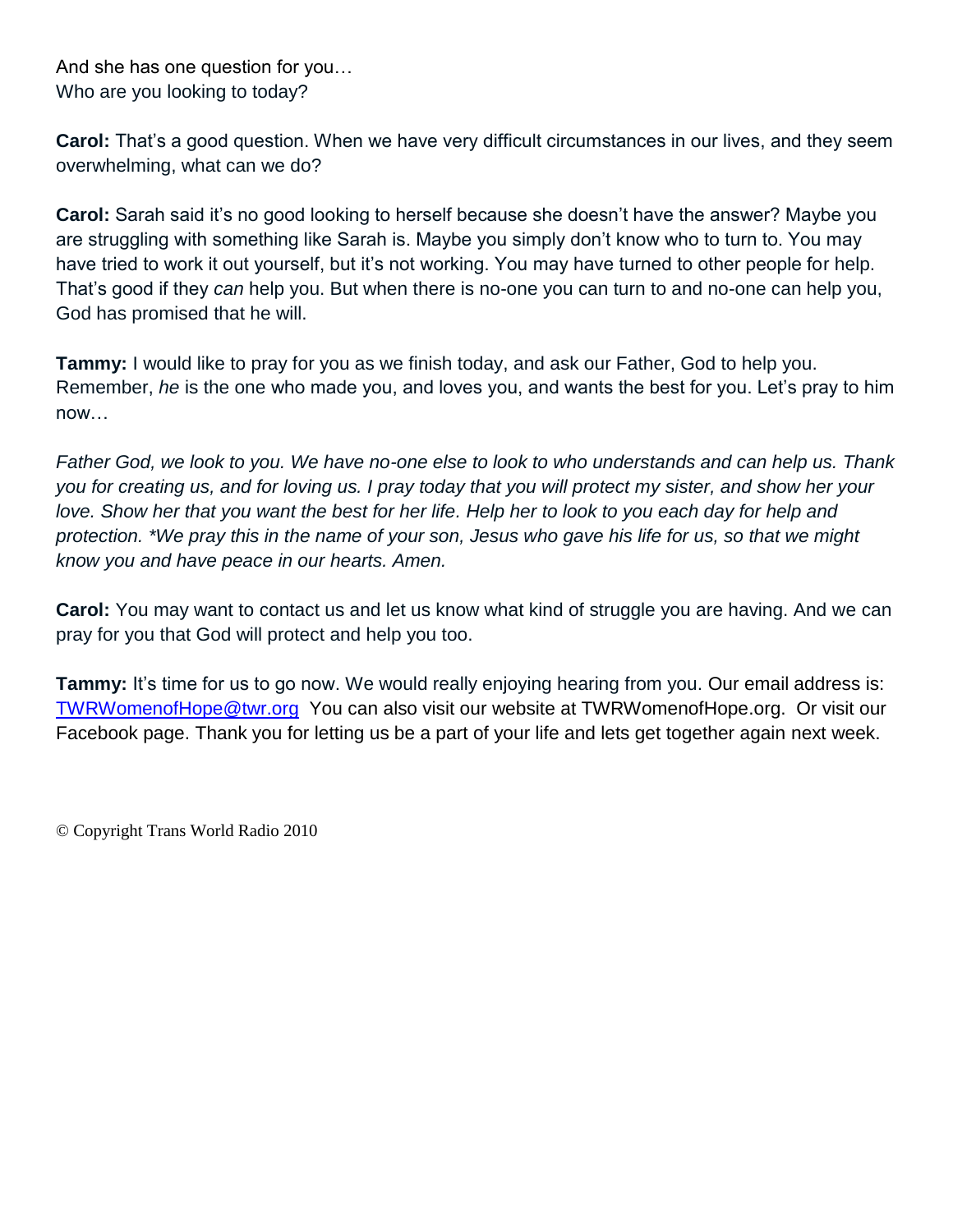And she has one question for you…
Who are you looking to today?

**Carol:** That's a good question. When we have very difficult circumstances in our lives, and they seem overwhelming, what can we do?

**Carol:** Sarah said it's no good looking to herself because she doesn't have the answer? Maybe you are struggling with something like Sarah is. Maybe you simply don't know who to turn to. You may have tried to work it out yourself, but it's not working. You may have turned to other people for help. That's good if they *can* help you. But when there is no-one you can turn to and no-one can help you, God has promised that he will.

**Tammy:** I would like to pray for you as we finish today, and ask our Father, God to help you. Remember, *he* is the one who made you, and loves you, and wants the best for you. Let's pray to him now…

*Father God, we look to you. We have no-one else to look to who understands and can help us. Thank you for creating us, and for loving us. I pray today that you will protect my sister, and show her your love. Show her that you want the best for her life. Help her to look to you each day for help and protection. *We pray this in the name of your son, Jesus who gave his life for us, so that we might know you and have peace in our hearts. Amen.*

**Carol:** You may want to contact us and let us know what kind of struggle you are having. And we can pray for you that God will protect and help you too.

**Tammy:** It's time for us to go now. We would really enjoying hearing from you. Our email address is: [TWRWomenofHope@twr.org](mailto:TWRWomenofHope@twr.org) You can also visit our website at TWRWomenofHope.org. Or visit our Facebook page. Thank you for letting us be a part of your life and lets get together again next week.

© Copyright Trans World Radio 2010